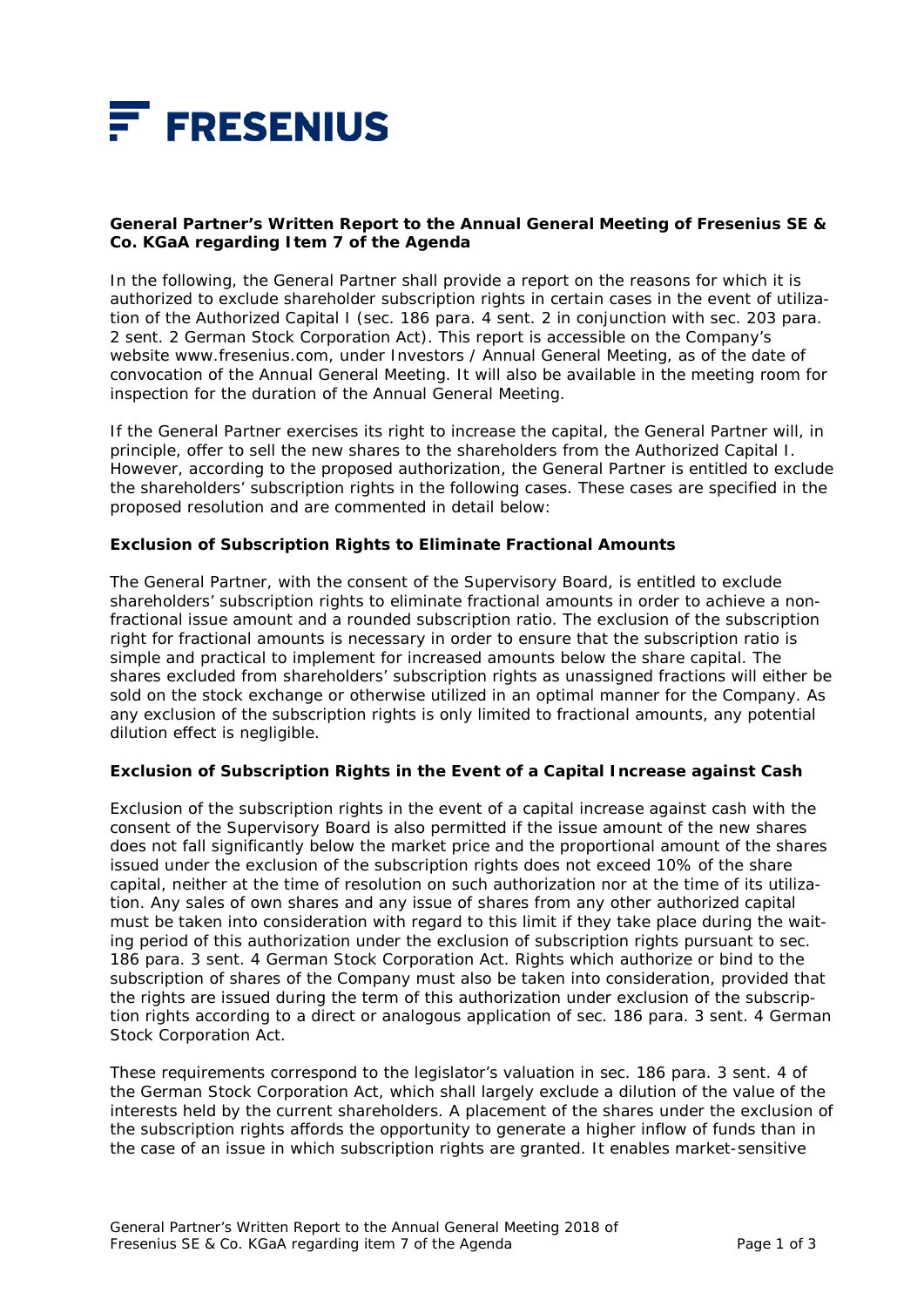FRESENIUS

**General Partner's Written Report to the Annual General Meeting of Fresenius SE & Co. KGaA regarding Item 7 of the Agenda**

In the following, the General Partner shall provide a report on the reasons for which it is authorized to exclude shareholder subscription rights in certain cases in the event of utilization of the Authorized Capital I (sec. 186 para. 4 sent. 2 in conjunction with sec. 203 para. 2 sent. 2 German Stock Corporation Act). This report is accessible on the Company's website www.fresenius.com, under Investors / Annual General Meeting, as of the date of convocation of the Annual General Meeting. It will also be available in the meeting room for inspection for the duration of the Annual General Meeting.

If the General Partner exercises its right to increase the capital, the General Partner will, in principle, offer to sell the new shares to the shareholders from the Authorized Capital I. However, according to the proposed authorization, the General Partner is entitled to exclude the shareholders' subscription rights in the following cases. These cases are specified in the proposed resolution and are commented in detail below:

**Exclusion of Subscription Rights to Eliminate Fractional Amounts**

The General Partner, with the consent of the Supervisory Board, is entitled to exclude shareholders' subscription rights to eliminate fractional amounts in order to achieve a non-fractional issue amount and a rounded subscription ratio. The exclusion of the subscription right for fractional amounts is necessary in order to ensure that the subscription ratio is simple and practical to implement for increased amounts below the share capital. The shares excluded from shareholders' subscription rights as unassigned fractions will either be sold on the stock exchange or otherwise utilized in an optimal manner for the Company. As any exclusion of the subscription rights is only limited to fractional amounts, any potential dilution effect is negligible.

**Exclusion of Subscription Rights in the Event of a Capital Increase against Cash**

Exclusion of the subscription rights in the event of a capital increase against cash with the consent of the Supervisory Board is also permitted if the issue amount of the new shares does not fall significantly below the market price and the proportional amount of the shares issued under the exclusion of the subscription rights does not exceed 10% of the share capital, neither at the time of resolution on such authorization nor at the time of its utilization. Any sales of own shares and any issue of shares from any other authorized capital must be taken into consideration with regard to this limit if they take place during the waiting period of this authorization under the exclusion of subscription rights pursuant to sec. 186 para. 3 sent. 4 German Stock Corporation Act. Rights which authorize or bind to the subscription of shares of the Company must also be taken into consideration, provided that the rights are issued during the term of this authorization under exclusion of the subscription rights according to a direct or analogous application of sec. 186 para. 3 sent. 4 German Stock Corporation Act.

These requirements correspond to the legislator's valuation in sec. 186 para. 3 sent. 4 of the German Stock Corporation Act, which shall largely exclude a dilution of the value of the interests held by the current shareholders. A placement of the shares under the exclusion of the subscription rights affords the opportunity to generate a higher inflow of funds than in the case of an issue in which subscription rights are granted. It enables market-sensitive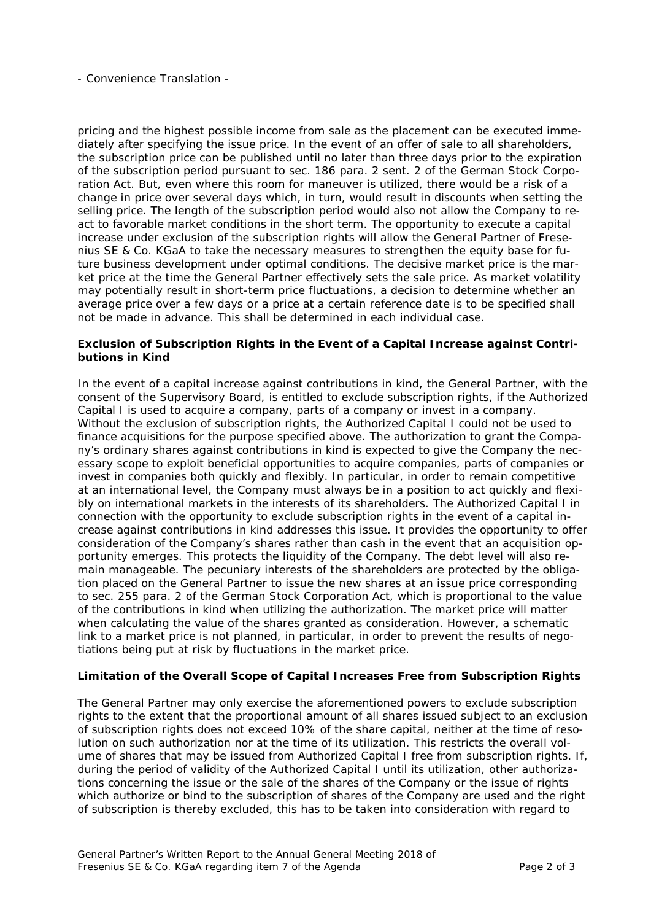- Convenience Translation -

pricing and the highest possible income from sale as the placement can be executed immediately after specifying the issue price. In the event of an offer of sale to all shareholders, the subscription price can be published until no later than three days prior to the expiration of the subscription period pursuant to sec. 186 para. 2 sent. 2 of the German Stock Corporation Act. But, even where this room for maneuver is utilized, there would be a risk of a change in price over several days which, in turn, would result in discounts when setting the selling price. The length of the subscription period would also not allow the Company to react to favorable market conditions in the short term. The opportunity to execute a capital increase under exclusion of the subscription rights will allow the General Partner of Fresenius SE & Co. KGaA to take the necessary measures to strengthen the equity base for future business development under optimal conditions. The decisive market price is the market price at the time the General Partner effectively sets the sale price. As market volatility may potentially result in short-term price fluctuations, a decision to determine whether an average price over a few days or a price at a certain reference date is to be specified shall not be made in advance. This shall be determined in each individual case.

**Exclusion of Subscription Rights in the Event of a Capital Increase against Contributions in Kind**

In the event of a capital increase against contributions in kind, the General Partner, with the consent of the Supervisory Board, is entitled to exclude subscription rights, if the Authorized Capital I is used to acquire a company, parts of a company or invest in a company. Without the exclusion of subscription rights, the Authorized Capital I could not be used to finance acquisitions for the purpose specified above. The authorization to grant the Company's ordinary shares against contributions in kind is expected to give the Company the necessary scope to exploit beneficial opportunities to acquire companies, parts of companies or invest in companies both quickly and flexibly. In particular, in order to remain competitive at an international level, the Company must always be in a position to act quickly and flexibly on international markets in the interests of its shareholders. The Authorized Capital I in connection with the opportunity to exclude subscription rights in the event of a capital increase against contributions in kind addresses this issue. It provides the opportunity to offer consideration of the Company's shares rather than cash in the event that an acquisition opportunity emerges. This protects the liquidity of the Company. The debt level will also remain manageable. The pecuniary interests of the shareholders are protected by the obligation placed on the General Partner to issue the new shares at an issue price corresponding to sec. 255 para. 2 of the German Stock Corporation Act, which is proportional to the value of the contributions in kind when utilizing the authorization. The market price will matter when calculating the value of the shares granted as consideration. However, a schematic link to a market price is not planned, in particular, in order to prevent the results of negotiations being put at risk by fluctuations in the market price.

**Limitation of the Overall Scope of Capital Increases Free from Subscription Rights**

The General Partner may only exercise the aforementioned powers to exclude subscription rights to the extent that the proportional amount of all shares issued subject to an exclusion of subscription rights does not exceed 10% of the share capital, neither at the time of resolution on such authorization nor at the time of its utilization. This restricts the overall volume of shares that may be issued from Authorized Capital I free from subscription rights. If, during the period of validity of the Authorized Capital I until its utilization, other authorizations concerning the issue or the sale of the shares of the Company or the issue of rights which authorize or bind to the subscription of shares of the Company are used and the right of subscription is thereby excluded, this has to be taken into consideration with regard to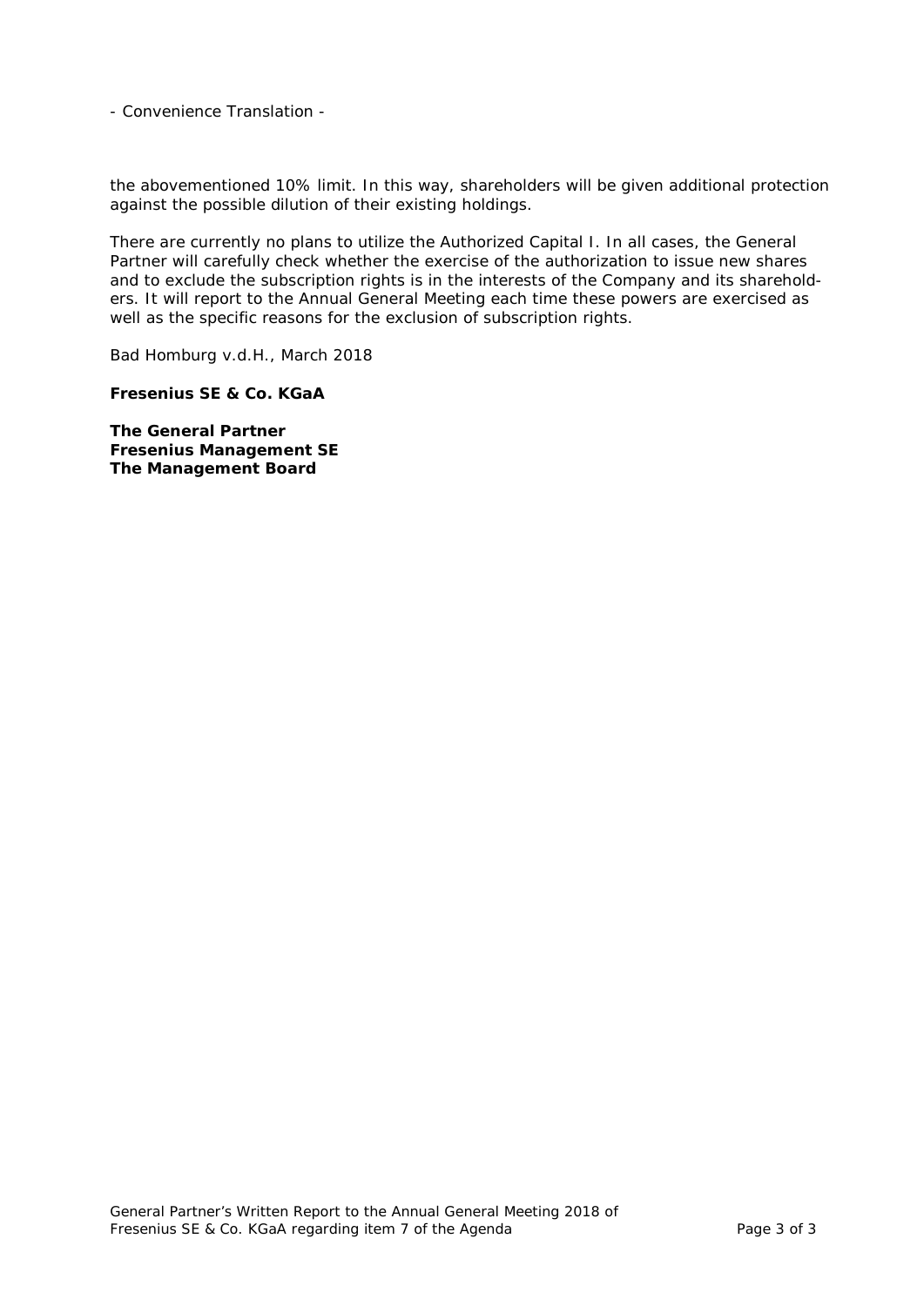- Convenience Translation -

the abovementioned 10% limit. In this way, shareholders will be given additional protection against the possible dilution of their existing holdings.

There are currently no plans to utilize the Authorized Capital I. In all cases, the General Partner will carefully check whether the exercise of the authorization to issue new shares and to exclude the subscription rights is in the interests of the Company and its shareholders. It will report to the Annual General Meeting each time these powers are exercised as well as the specific reasons for the exclusion of subscription rights.

Bad Homburg v.d.H., March 2018

**Fresenius SE & Co. KGaA**

**The General Partner**
**Fresenius Management SE**
**The Management Board**